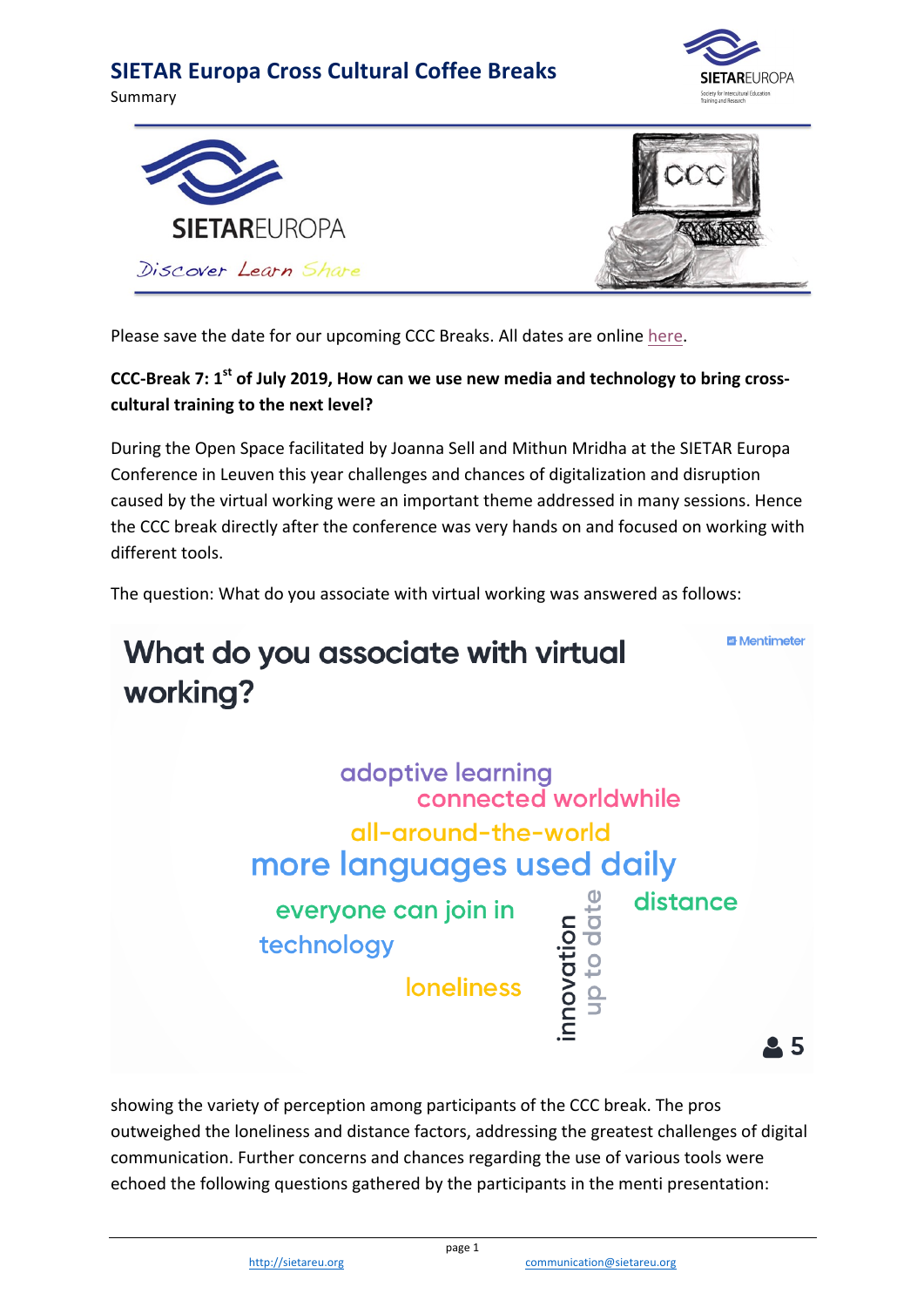# SIETAR Europa Cross Cultural Coffee Breaks

Summary

SIETAREUROPA

Discover Learn Share

CCC

Please save the date for our upcoming CCC Breaks. All dates are online here.

**CCC-Break 7: 1st of July 2019, How can we use new media and technology to bring cross-cultural training to the next level?**

During the Open Space facilitated by Joanna Sell and Mithun Mridha at the SIETAR Europa Conference in Leuven this year challenges and chances of digitalization and disruption caused by the virtual working were an important theme addressed in many sessions. Hence the CCC break directly after the conference was very hands on and focused on working with different tools.

The question: What do you associate with virtual working was answered as follows:

**What do you associate with virtual working?**

Mentimeter

adoptive learning
connected worldwhile
all-around-the-world
more languages used daily
everyone can join in
distance
technology
loneliness
innovation
up to date

5

showing the variety of perception among participants of the CCC break. The pros outweighed the loneliness and distance factors, addressing the greatest challenges of digital communication. Further concerns and chances regarding the use of various tools were echoed the following questions gathered by the participants in the menti presentation: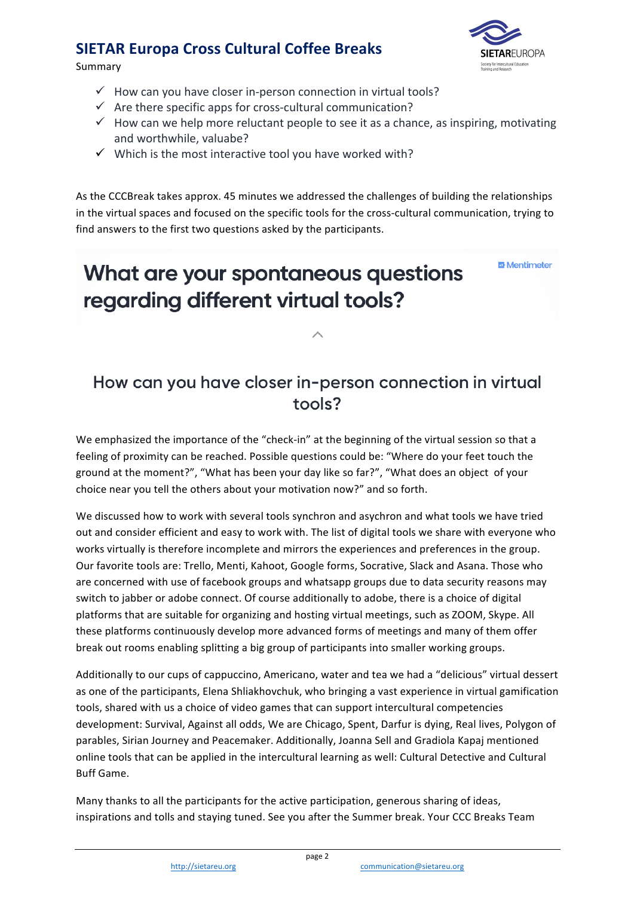- ✓ How can you have closer in-person connection in virtual tools?
- ✓ Are there specific apps for cross-cultural communication?
- ✓ How can we help more reluctant people to see it as a chance, as inspiring, motivating and worthwhile, valuabe?
- ✓ Which is the most interactive tool you have worked with?

As the CCCBreak takes approx. 45 minutes we addressed the challenges of building the relationships in the virtual spaces and focused on the specific tools for the cross-cultural communication, trying to find answers to the first two questions asked by the participants.

**What are your spontaneous questions regarding different virtual tools?**

Mentimeter

How can you have closer in-person connection in virtual tools?

We emphasized the importance of the "check-in" at the beginning of the virtual session so that a feeling of proximity can be reached. Possible questions could be: "Where do your feet touch the ground at the moment?", "What has been your day like so far?", "What does an object of your choice near you tell the others about your motivation now?" and so forth.

We discussed how to work with several tools synchron and asychron and what tools we have tried out and consider efficient and easy to work with. The list of digital tools we share with everyone who works virtually is therefore incomplete and mirrors the experiences and preferences in the group. Our favorite tools are: Trello, Menti, Kahoot, Google forms, Socrative, Slack and Asana. Those who are concerned with use of facebook groups and whatsapp groups due to data security reasons may switch to jabber or adobe connect. Of course additionally to adobe, there is a choice of digital platforms that are suitable for organizing and hosting virtual meetings, such as ZOOM, Skype. All these platforms continuously develop more advanced forms of meetings and many of them offer break out rooms enabling splitting a big group of participants into smaller working groups.

Additionally to our cups of cappuccino, Americano, water and tea we had a "delicious" virtual dessert as one of the participants, Elena Shliakhovchuk, who bringing a vast experience in virtual gamification tools, shared with us a choice of video games that can support intercultural competencies development: Survival, Against all odds, We are Chicago, Spent, Darfur is dying, Real lives, Polygon of parables, Sirian Journey and Peacemaker. Additionally, Joanna Sell and Gradiola Kapaj mentioned online tools that can be applied in the intercultural learning as well: Cultural Detective and Cultural Buff Game.

Many thanks to all the participants for the active participation, generous sharing of ideas, inspirations and tolls and staying tuned. See you after the Summer break. Your CCC Breaks Team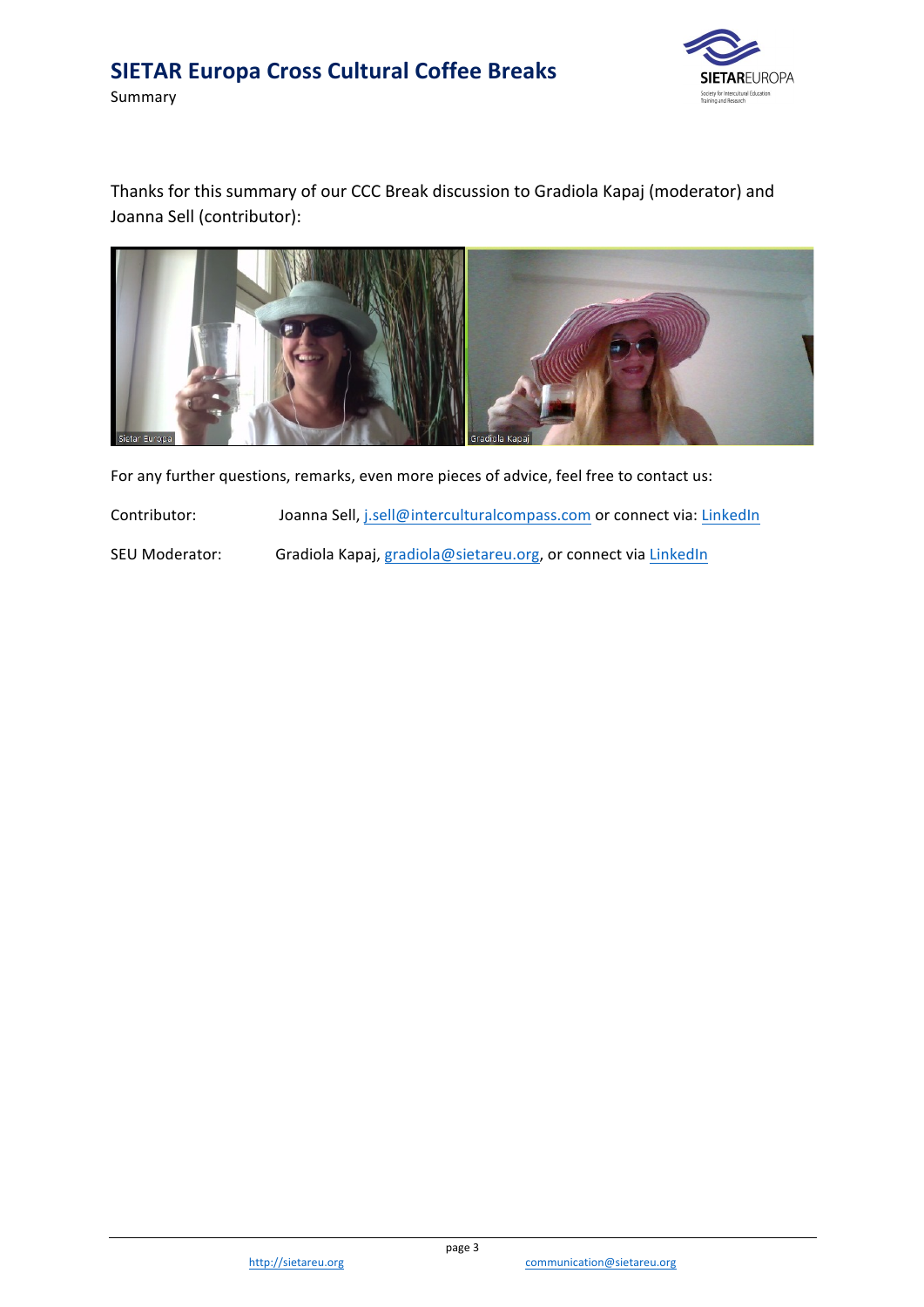Thanks for this summary of our CCC Break discussion to Gradiola Kapaj (moderator) and Joanna Sell (contributor):

For any further questions, remarks, even more pieces of advice, feel free to contact us:

Contributor: Joanna Sell, j.sell@interculturalcompass.com or connect via: LinkedIn

SEU Moderator: Gradiola Kapaj, gradiola@sietareu.org, or connect via LinkedIn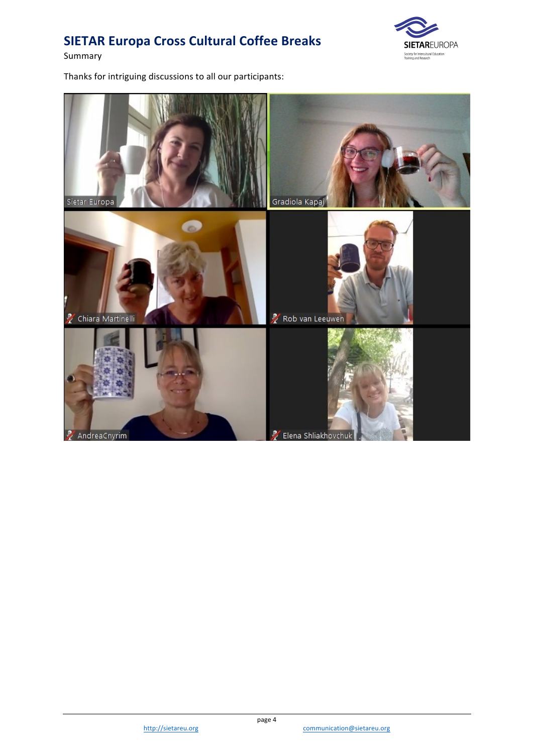# SIETAR Europa Cross Cultural Coffee Breaks

Summary

Thanks for intriguing discussions to all our participants: